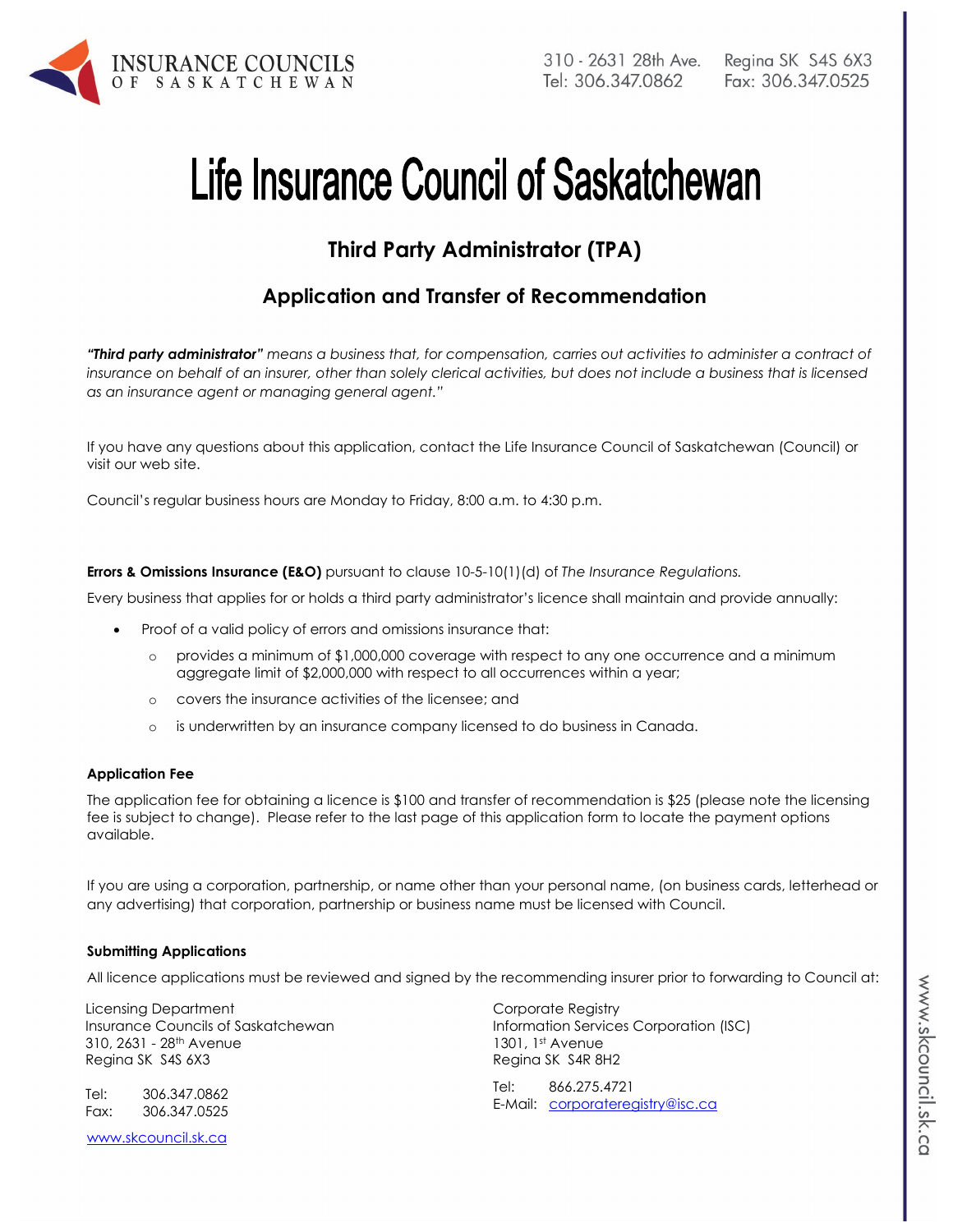INSURANCE COUNCILS OF SASKATCHEWAN

310 - 2631 28th Ave. Regina SK S4S 6X3
Tel: 306.347.0862 Fax: 306.347.0525

# Life Insurance Council of Saskatchewan

## Third Party Administrator (TPA)

## Application and Transfer of Recommendation

***"Third party administrator"*** *means a business that, for compensation, carries out activities to administer a contract of insurance on behalf of an insurer, other than solely clerical activities, but does not include a business that is licensed as an insurance agent or managing general agent."*

If you have any questions about this application, contact the Life Insurance Council of Saskatchewan (Council) or visit our web site.

Council's regular business hours are Monday to Friday, 8:00 a.m. to 4:30 p.m.

**Errors & Omissions Insurance (E&O)** pursuant to clause 10-5-10(1)(d) of *The Insurance Regulations.*

Every business that applies for or holds a third party administrator's licence shall maintain and provide annually:

- Proof of a valid policy of errors and omissions insurance that:
  - provides a minimum of $1,000,000 coverage with respect to any one occurrence and a minimum aggregate limit of $2,000,000 with respect to all occurrences within a year;
  - covers the insurance activities of the licensee; and
  - is underwritten by an insurance company licensed to do business in Canada.

### Application Fee

The application fee for obtaining a licence is $100 and transfer of recommendation is $25 (please note the licensing fee is subject to change). Please refer to the last page of this application form to locate the payment options available.

If you are using a corporation, partnership, or name other than your personal name, (on business cards, letterhead or any advertising) that corporation, partnership or business name must be licensed with Council.

### Submitting Applications

All licence applications must be reviewed and signed by the recommending insurer prior to forwarding to Council at:

Licensing Department
Insurance Councils of Saskatchewan
310, 2631 - 28th Avenue
Regina SK S4S 6X3

Tel: 306.347.0862
Fax: 306.347.0525

www.skcouncil.sk.ca

Corporate Registry
Information Services Corporation (ISC)
1301, 1st Avenue
Regina SK S4R 8H2

Tel: 866.275.4721
E-Mail: corporateregistry@isc.ca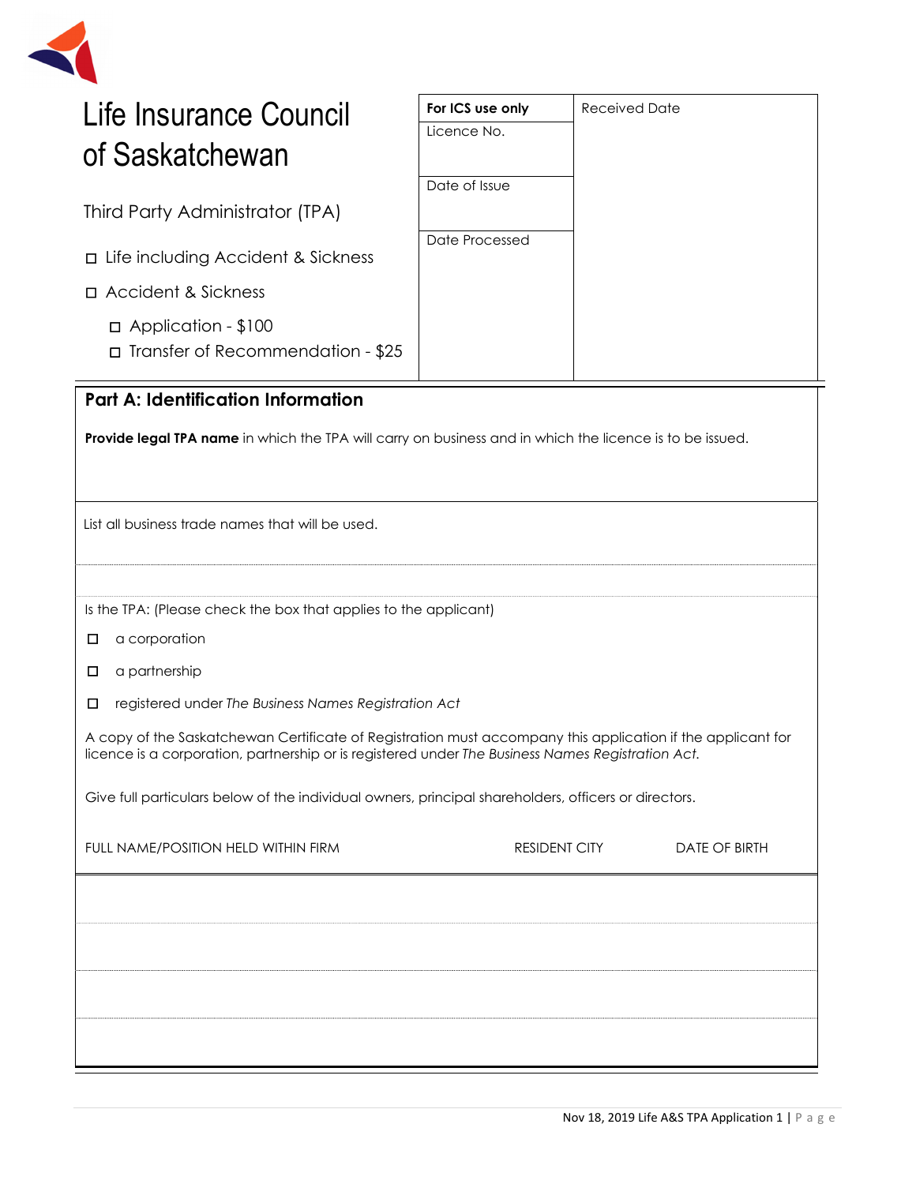# Life Insurance Council of Saskatchewan

| For ICS use only | Received Date |
|---|---|
| Licence No. | |
| Date of Issue | |
| Date Processed | |

Third Party Administrator (TPA)

- ☐ Life including Accident & Sickness
- ☐ Accident & Sickness
  - ☐ Application - $100
  - ☐ Transfer of Recommendation - $25

## Part A: Identification Information

**Provide legal TPA name** in which the TPA will carry on business and in which the licence is to be issued.

List all business trade names that will be used.

Is the TPA: (Please check the box that applies to the applicant)

- ☐ a corporation
- ☐ a partnership
- ☐ registered under *The Business Names Registration Act*

A copy of the Saskatchewan Certificate of Registration must accompany this application if the applicant for licence is a corporation, partnership or is registered under *The Business Names Registration Act.*

Give full particulars below of the individual owners, principal shareholders, officers or directors.

| FULL NAME/POSITION HELD WITHIN FIRM | RESIDENT CITY | DATE OF BIRTH |
|---|---|---|
| | | |
| | | |
| | | |
| | | |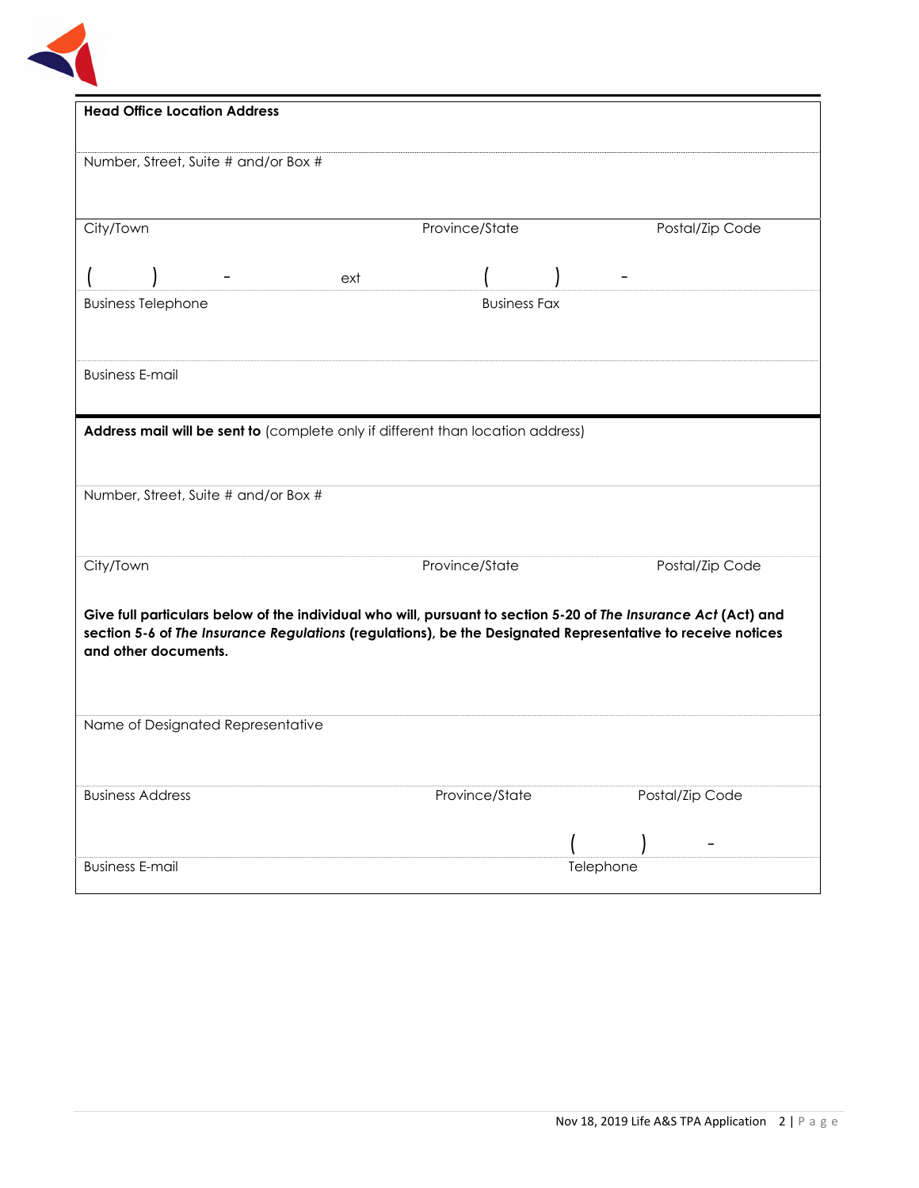**Head Office Location Address**

Number, Street, Suite # and/or Box #

| City/Town | Province/State | Postal/Zip Code |
|---|---|---|

( ) - ext ( ) -

| Business Telephone | Business Fax |
|---|---|

Business E-mail

**Address mail will be sent to** (complete only if different than location address)

Number, Street, Suite # and/or Box #

| City/Town | Province/State | Postal/Zip Code |
|---|---|---|

**Give full particulars below of the individual who will, pursuant to section 5-20 of *The Insurance Act* (Act) and section 5-6 of *The Insurance Regulations* (regulations), be the Designated Representative to receive notices and other documents.**

Name of Designated Representative

| Business Address | Province/State | Postal/Zip Code |
|---|---|---|

( ) -

| Business E-mail | Telephone |
|---|---|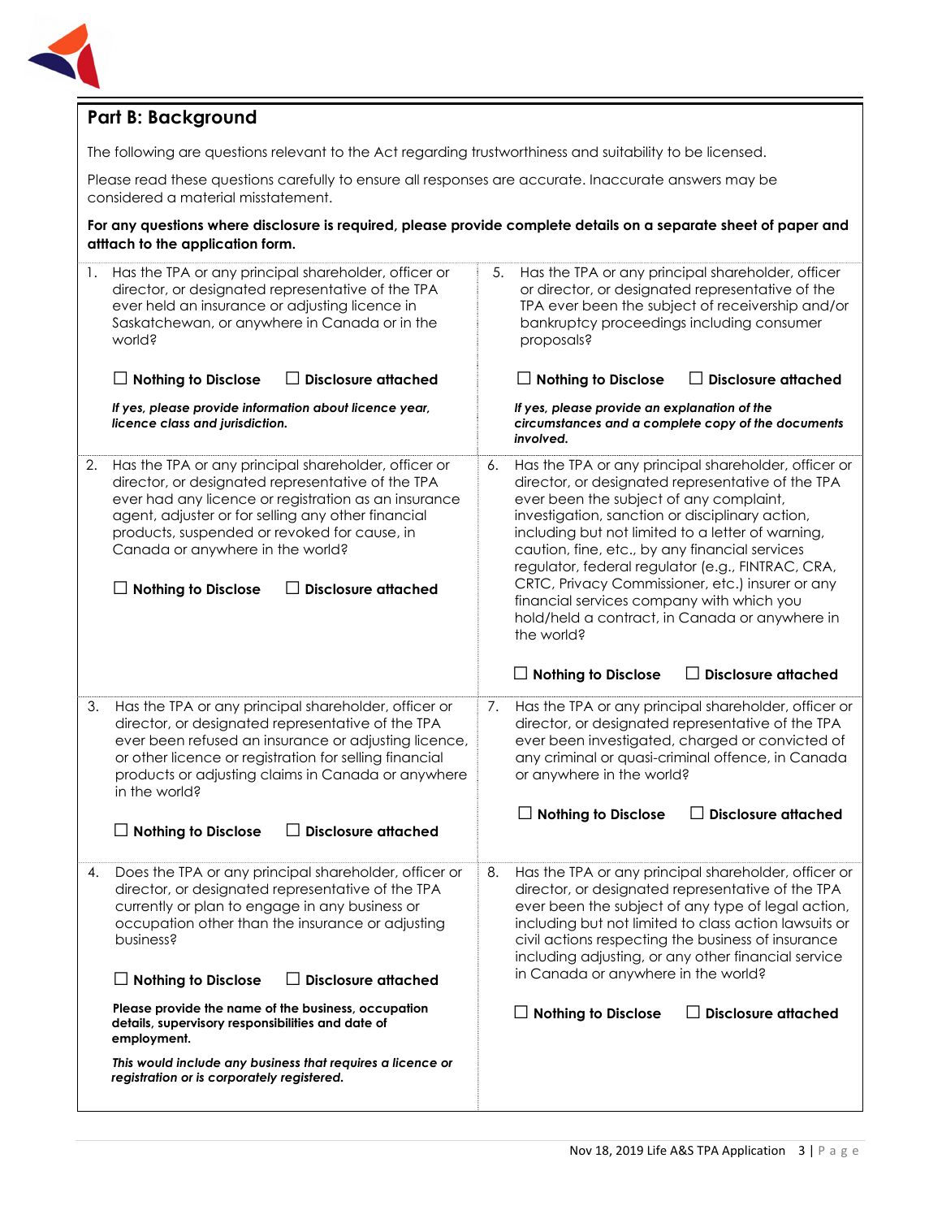## Part B: Background

The following are questions relevant to the Act regarding trustworthiness and suitability to be licensed.

Please read these questions carefully to ensure all responses are accurate. Inaccurate answers may be considered a material misstatement.

**For any questions where disclosure is required, please provide complete details on a separate sheet of paper and atttach to the application form.**

1. Has the TPA or any principal shareholder, officer or director, or designated representative of the TPA ever held an insurance or adjusting licence in Saskatchewan, or anywhere in Canada or in the world?

   ☐ **Nothing to Disclose** ☐ **Disclosure attached**

   ***If yes, please provide information about licence year, licence class and jurisdiction.***

2. Has the TPA or any principal shareholder, officer or director, or designated representative of the TPA ever had any licence or registration as an insurance agent, adjuster or for selling any other financial products, suspended or revoked for cause, in Canada or anywhere in the world?

   ☐ **Nothing to Disclose** ☐ **Disclosure attached**

3. Has the TPA or any principal shareholder, officer or director, or designated representative of the TPA ever been refused an insurance or adjusting licence, or other licence or registration for selling financial products or adjusting claims in Canada or anywhere in the world?

   ☐ **Nothing to Disclose** ☐ **Disclosure attached**

4. Does the TPA or any principal shareholder, officer or director, or designated representative of the TPA currently or plan to engage in any business or occupation other than the insurance or adjusting business?

   ☐ **Nothing to Disclose** ☐ **Disclosure attached**

   **Please provide the name of the business, occupation details, supervisory responsibilities and date of employment.**

   ***This would include any business that requires a licence or registration or is corporately registered.***

5. Has the TPA or any principal shareholder, officer or director, or designated representative of the TPA ever been the subject of receivership and/or bankruptcy proceedings including consumer proposals?

   ☐ **Nothing to Disclose** ☐ **Disclosure attached**

   ***If yes, please provide an explanation of the circumstances and a complete copy of the documents involved.***

6. Has the TPA or any principal shareholder, officer or director, or designated representative of the TPA ever been the subject of any complaint, investigation, sanction or disciplinary action, including but not limited to a letter of warning, caution, fine, etc., by any financial services regulator, federal regulator (e.g., FINTRAC, CRA, CRTC, Privacy Commissioner, etc.) insurer or any financial services company with which you hold/held a contract, in Canada or anywhere in the world?

   ☐ **Nothing to Disclose** ☐ **Disclosure attached**

7. Has the TPA or any principal shareholder, officer or director, or designated representative of the TPA ever been investigated, charged or convicted of any criminal or quasi-criminal offence, in Canada or anywhere in the world?

   ☐ **Nothing to Disclose** ☐ **Disclosure attached**

8. Has the TPA or any principal shareholder, officer or director, or designated representative of the TPA ever been the subject of any type of legal action, including but not limited to class action lawsuits or civil actions respecting the business of insurance including adjusting, or any other financial service in Canada or anywhere in the world?

   ☐ **Nothing to Disclose** ☐ **Disclosure attached**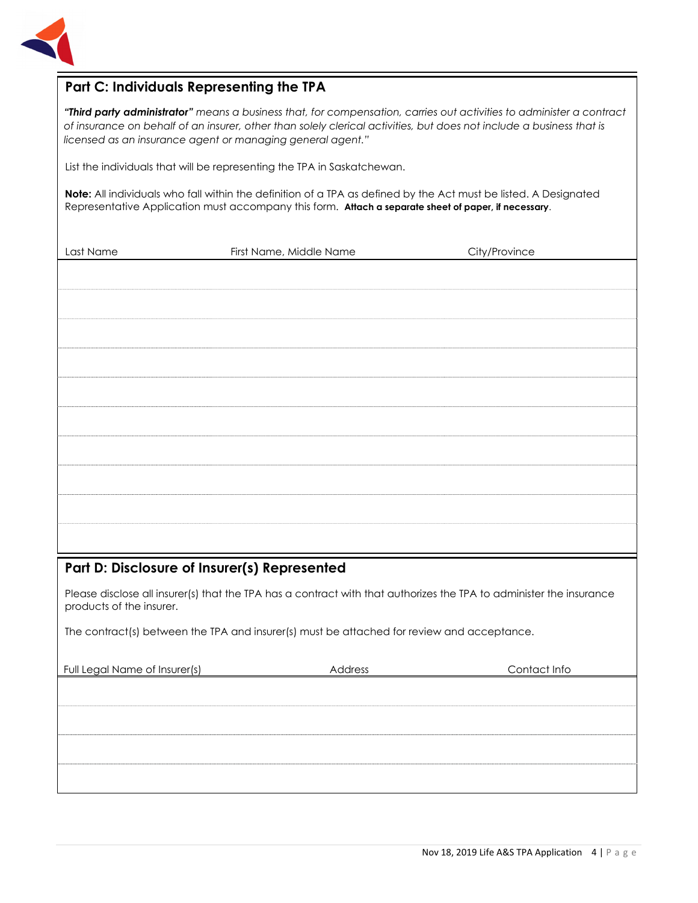## Part C: Individuals Representing the TPA

***"Third party administrator"*** *means a business that, for compensation, carries out activities to administer a contract of insurance on behalf of an insurer, other than solely clerical activities, but does not include a business that is licensed as an insurance agent or managing general agent."*

List the individuals that will be representing the TPA in Saskatchewan.

**Note:** All individuals who fall within the definition of a TPA as defined by the Act must be listed. A Designated Representative Application must accompany this form. **Attach a separate sheet of paper, if necessary**.

| Last Name | First Name, Middle Name | City/Province |
|---|---|---|
| | | |
| | | |
| | | |
| | | |
| | | |
| | | |
| | | |
| | | |
| | | |
| | | |

## Part D: Disclosure of Insurer(s) Represented

Please disclose all insurer(s) that the TPA has a contract with that authorizes the TPA to administer the insurance products of the insurer.

The contract(s) between the TPA and insurer(s) must be attached for review and acceptance.

| Full Legal Name of Insurer(s) | Address | Contact Info |
|---|---|---|
| | | |
| | | |
| | | |
| | | |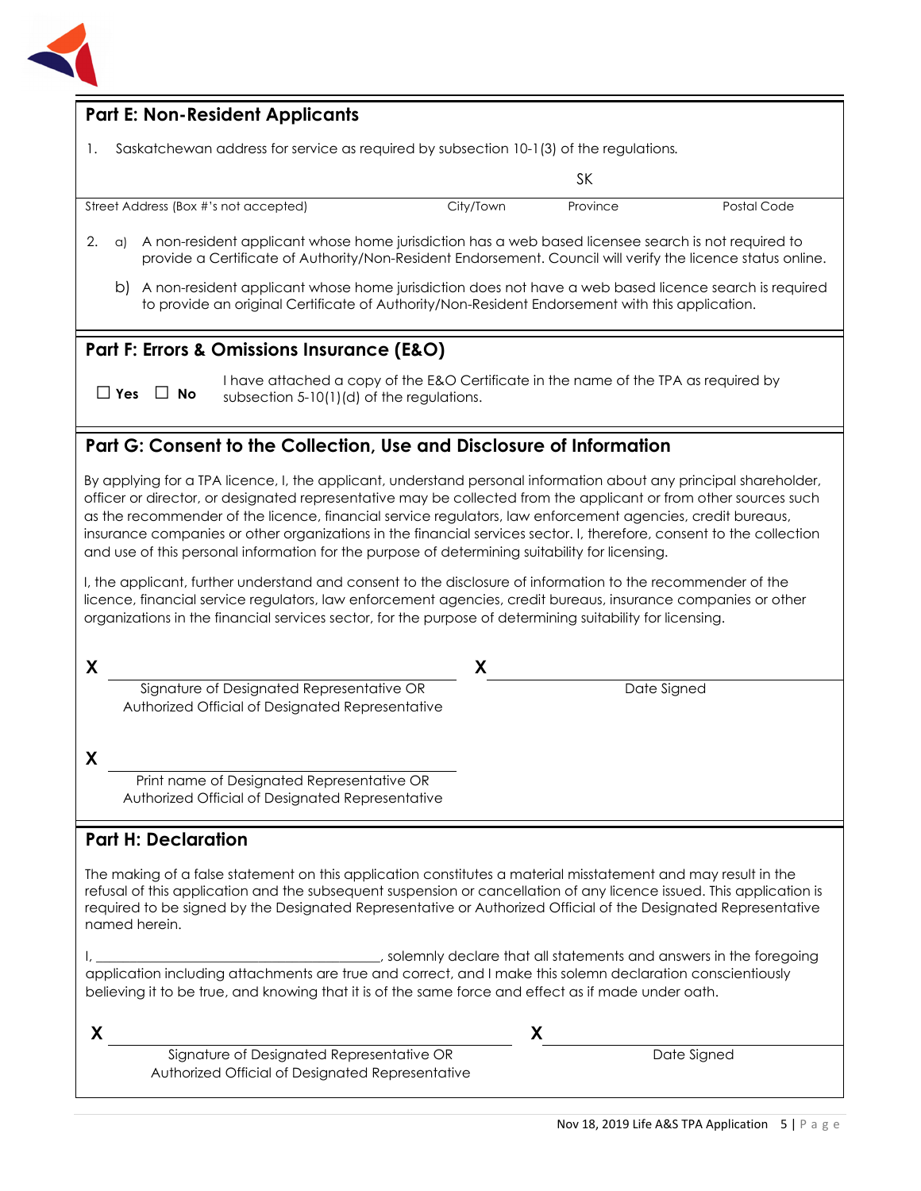## Part E: Non-Resident Applicants

1. Saskatchewan address for service as required by subsection 10-1(3) of the regulations.

| Street Address (Box #'s not accepted) | City/Town | Province | Postal Code |
|---|---|---|---|
| | | SK | |

2. a) A non-resident applicant whose home jurisdiction has a web based licensee search is not required to provide a Certificate of Authority/Non-Resident Endorsement. Council will verify the licence status online.

   b) A non-resident applicant whose home jurisdiction does not have a web based licence search is required to provide an original Certificate of Authority/Non-Resident Endorsement with this application.

## Part F: Errors & Omissions Insurance (E&O)

☐ **Yes** ☐ **No** I have attached a copy of the E&O Certificate in the name of the TPA as required by subsection 5-10(1)(d) of the regulations.

## Part G: Consent to the Collection, Use and Disclosure of Information

By applying for a TPA licence, I, the applicant, understand personal information about any principal shareholder, officer or director, or designated representative may be collected from the applicant or from other sources such as the recommender of the licence, financial service regulators, law enforcement agencies, credit bureaus, insurance companies or other organizations in the financial services sector. I, therefore, consent to the collection and use of this personal information for the purpose of determining suitability for licensing.

I, the applicant, further understand and consent to the disclosure of information to the recommender of the licence, financial service regulators, law enforcement agencies, credit bureaus, insurance companies or other organizations in the financial services sector, for the purpose of determining suitability for licensing.

**X** ______________________________
Signature of Designated Representative OR Authorized Official of Designated Representative

**X** ______________________________
Date Signed

**X** ______________________________
Print name of Designated Representative OR Authorized Official of Designated Representative

## Part H: Declaration

The making of a false statement on this application constitutes a material misstatement and may result in the refusal of this application and the subsequent suspension or cancellation of any licence issued. This application is required to be signed by the Designated Representative or Authorized Official of the Designated Representative named herein.

I, ______________________________, solemnly declare that all statements and answers in the foregoing application including attachments are true and correct, and I make this solemn declaration conscientiously believing it to be true, and knowing that it is of the same force and effect as if made under oath.

**X** ______________________________
Signature of Designated Representative OR Authorized Official of Designated Representative

**X** ______________________________
Date Signed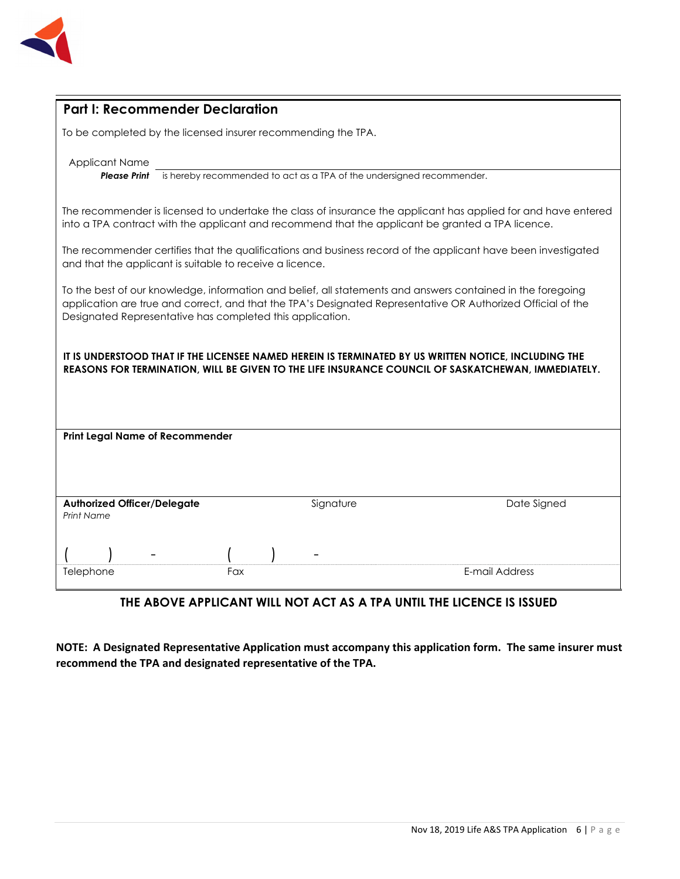## Part I: Recommender Declaration

To be completed by the licensed insurer recommending the TPA.

Applicant Name ______________________________________________

***Please Print*** is hereby recommended to act as a TPA of the undersigned recommender.

The recommender is licensed to undertake the class of insurance the applicant has applied for and have entered into a TPA contract with the applicant and recommend that the applicant be granted a TPA licence.

The recommender certifies that the qualifications and business record of the applicant have been investigated and that the applicant is suitable to receive a licence.

To the best of our knowledge, information and belief, all statements and answers contained in the foregoing application are true and correct, and that the TPA's Designated Representative OR Authorized Official of the Designated Representative has completed this application.

**IT IS UNDERSTOOD THAT IF THE LICENSEE NAMED HEREIN IS TERMINATED BY US WRITTEN NOTICE, INCLUDING THE REASONS FOR TERMINATION, WILL BE GIVEN TO THE LIFE INSURANCE COUNCIL OF SASKATCHEWAN, IMMEDIATELY.**

**Print Legal Name of Recommender**

| **Authorized Officer/Delegate** *Print Name* | Signature | Date Signed |
|---|---|---|
| |  |  |

| ( ) - | ( ) - | |
|---|---|---|
| Telephone | Fax | E-mail Address |

**THE ABOVE APPLICANT WILL NOT ACT AS A TPA UNTIL THE LICENCE IS ISSUED**

**NOTE: A Designated Representative Application must accompany this application form. The same insurer must recommend the TPA and designated representative of the TPA.**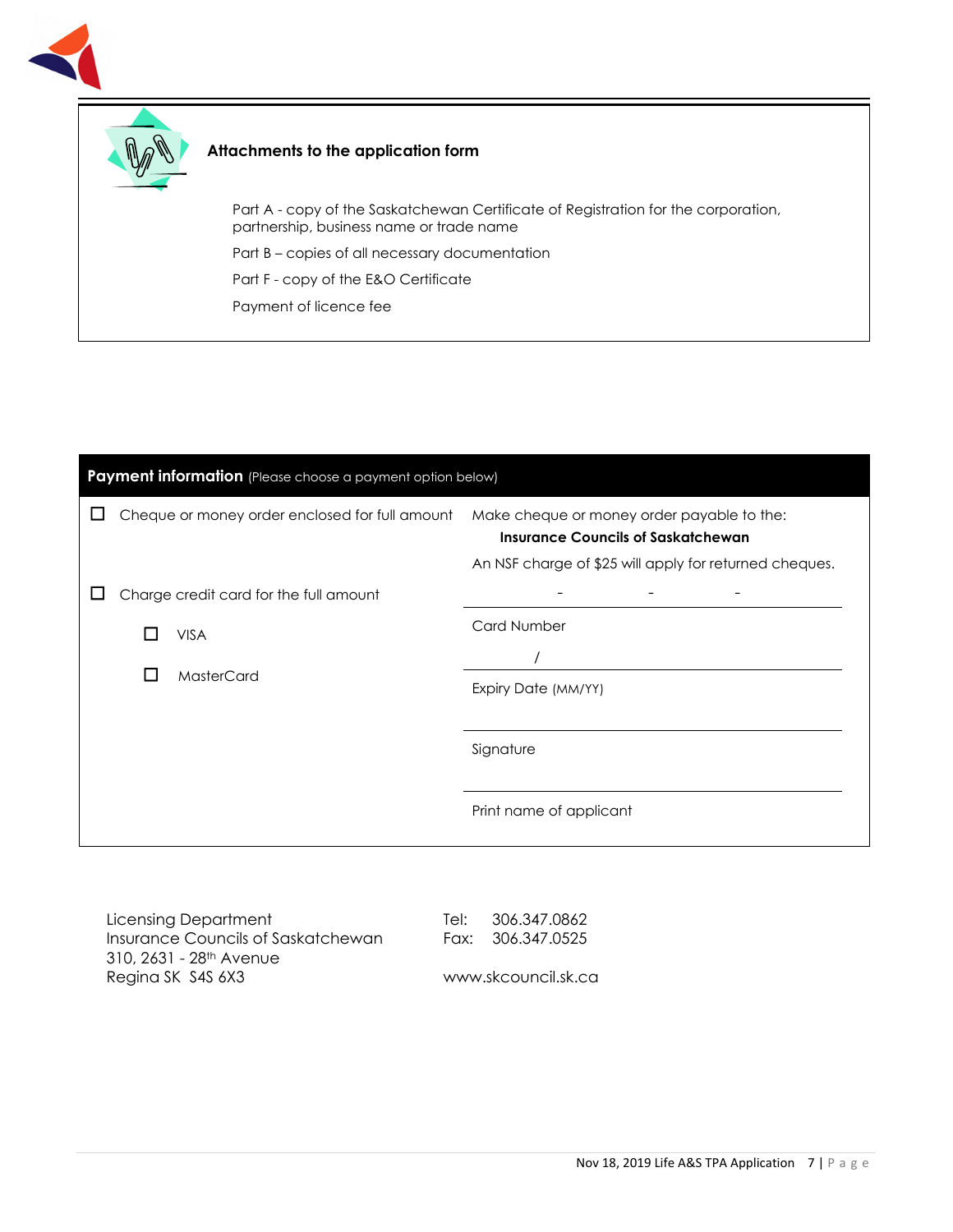## Attachments to the application form

Part A - copy of the Saskatchewan Certificate of Registration for the corporation, partnership, business name or trade name

Part B – copies of all necessary documentation

Part F - copy of the E&O Certificate

Payment of licence fee

## Payment information (Please choose a payment option below)

☐ Cheque or money order enclosed for full amount

Make cheque or money order payable to the: **Insurance Councils of Saskatchewan**

An NSF charge of $25 will apply for returned cheques.

☐ Charge credit card for the full amount

- ☐ VISA
- ☐ MasterCard

_____ - _____ - _____ - _____
Card Number

_____ / _____
Expiry Date (MM/YY)

_______________________
Signature

_______________________
Print name of applicant

Licensing Department
Insurance Councils of Saskatchewan
310, 2631 - 28th Avenue
Regina SK S4S 6X3

Tel: 306.347.0862
Fax: 306.347.0525

www.skcouncil.sk.ca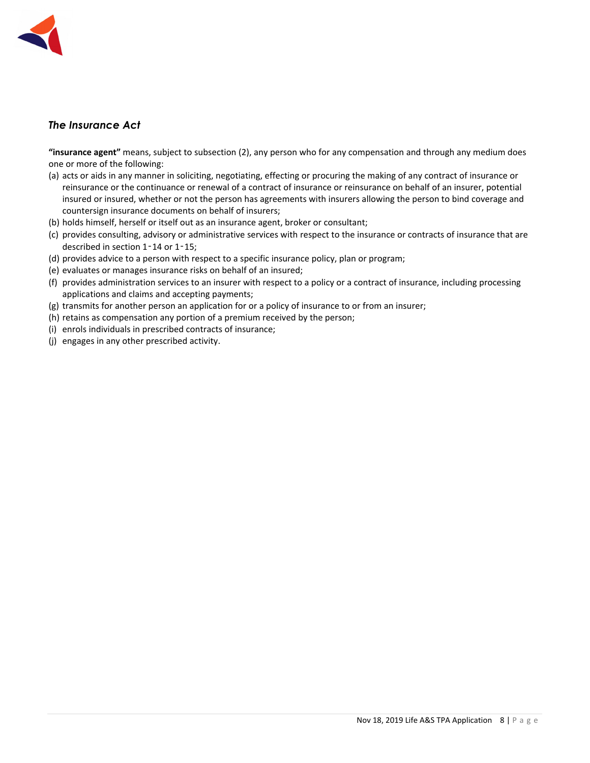## *The Insurance Act*

**"insurance agent"** means, subject to subsection (2), any person who for any compensation and through any medium does one or more of the following:

(a) acts or aids in any manner in soliciting, negotiating, effecting or procuring the making of any contract of insurance or reinsurance or the continuance or renewal of a contract of insurance or reinsurance on behalf of an insurer, potential insured or insured, whether or not the person has agreements with insurers allowing the person to bind coverage and countersign insurance documents on behalf of insurers;

(b) holds himself, herself or itself out as an insurance agent, broker or consultant;

(c) provides consulting, advisory or administrative services with respect to the insurance or contracts of insurance that are described in section 1‑14 or 1‑15;

(d) provides advice to a person with respect to a specific insurance policy, plan or program;

(e) evaluates or manages insurance risks on behalf of an insured;

(f) provides administration services to an insurer with respect to a policy or a contract of insurance, including processing applications and claims and accepting payments;

(g) transmits for another person an application for or a policy of insurance to or from an insurer;

(h) retains as compensation any portion of a premium received by the person;

(i) enrols individuals in prescribed contracts of insurance;

(j) engages in any other prescribed activity.